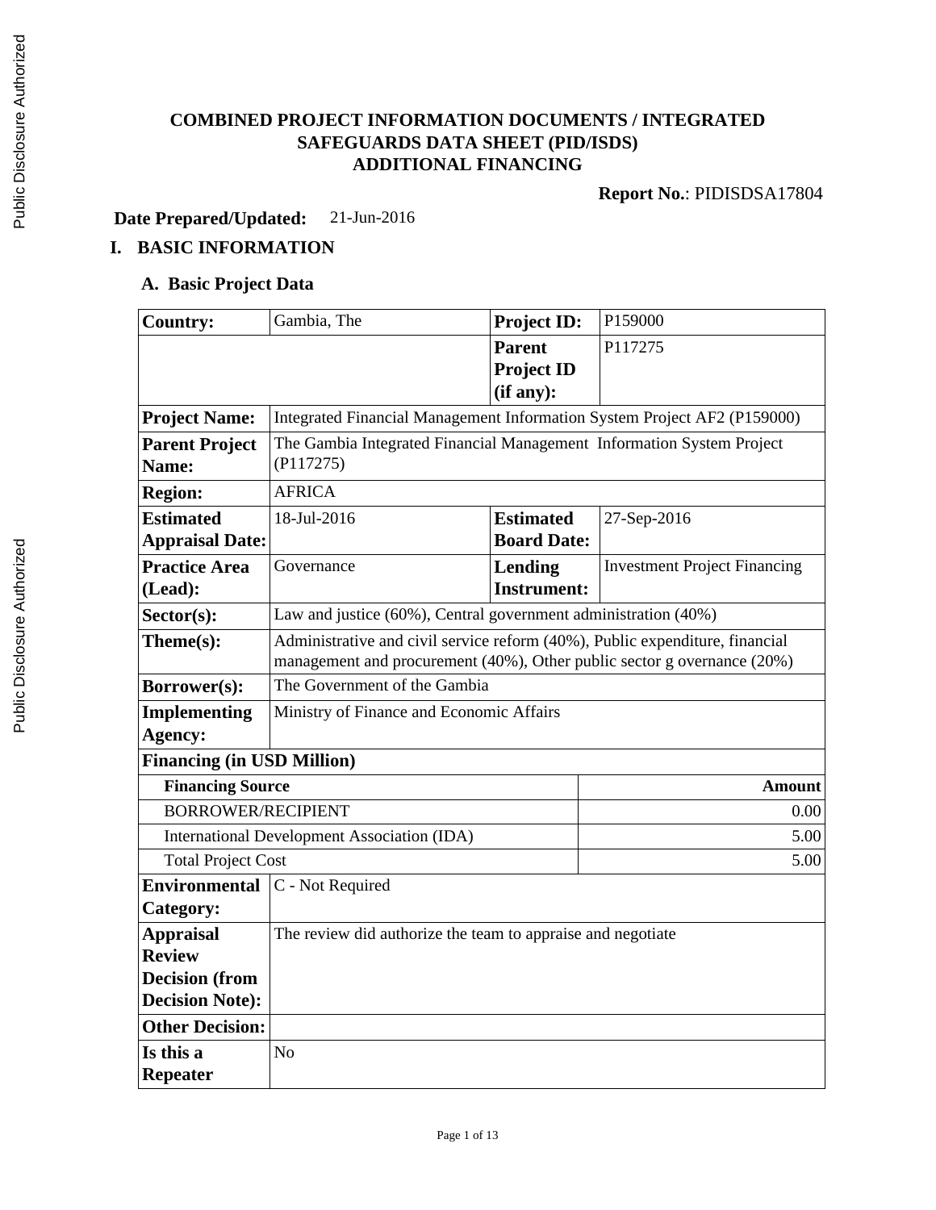# COMBINED PROJECT INFORMATION DOCUMENTS / INTEGRATED SAFEGUARDS DATA SHEET (PID/ISDS) ADDITIONAL FINANCING

**Report No.**: PIDISDSA17804

**Date Prepared/Updated:** 21-Jun-2016

## I. BASIC INFORMATION

### A. Basic Project Data

| | | | |
|---|---|---|---|
| **Country:** | Gambia, The | **Project ID:** | P159000 |
| | | **Parent Project ID (if any):** | P117275 |
| **Project Name:** | Integrated Financial Management Information System Project AF2 (P159000) | | |
| **Parent Project Name:** | The Gambia Integrated Financial Management Information System Project (P117275) | | |
| **Region:** | AFRICA | | |
| **Estimated Appraisal Date:** | 18-Jul-2016 | **Estimated Board Date:** | 27-Sep-2016 |
| **Practice Area (Lead):** | Governance | **Lending Instrument:** | Investment Project Financing |
| **Sector(s):** | Law and justice (60%), Central government administration (40%) | | |
| **Theme(s):** | Administrative and civil service reform (40%), Public expenditure, financial management and procurement (40%), Other public sector g overnance (20%) | | |
| **Borrower(s):** | The Government of the Gambia | | |
| **Implementing Agency:** | Ministry of Finance and Economic Affairs | | |

**Financing (in USD Million)**

| Financing Source | Amount |
|---|---:|
| BORROWER/RECIPIENT | 0.00 |
| International Development Association (IDA) | 5.00 |
| Total Project Cost | 5.00 |

| | |
|---|---|
| **Environmental Category:** | C - Not Required |
| **Appraisal Review Decision (from Decision Note):** | The review did authorize the team to appraise and negotiate |
| **Other Decision:** | |
| **Is this a Repeater** | No |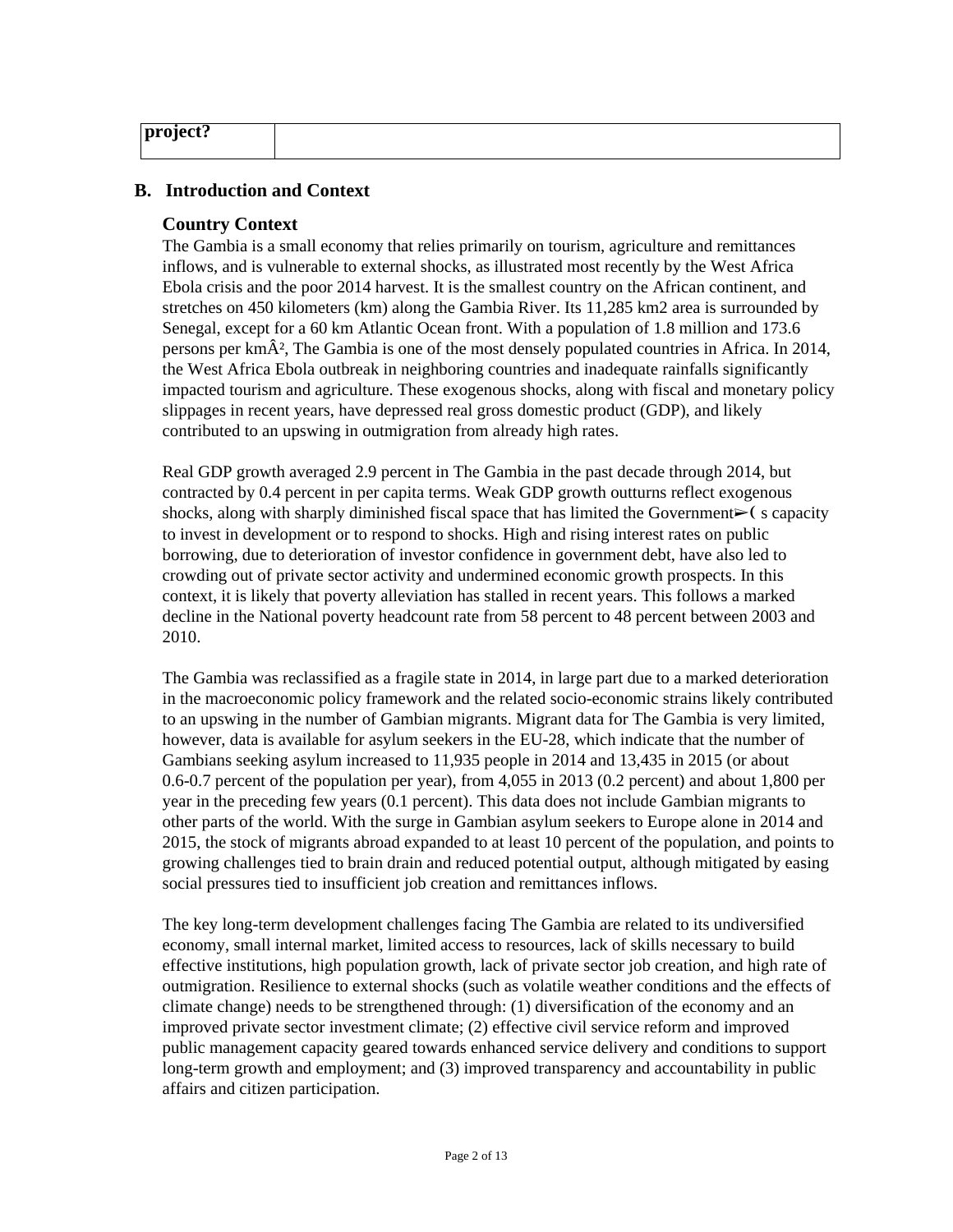| project? | |
|---|---|

## B. Introduction and Context

### Country Context

The Gambia is a small economy that relies primarily on tourism, agriculture and remittances inflows, and is vulnerable to external shocks, as illustrated most recently by the West Africa Ebola crisis and the poor 2014 harvest. It is the smallest country on the African continent, and stretches on 450 kilometers (km) along the Gambia River. Its 11,285 km2 area is surrounded by Senegal, except for a 60 km Atlantic Ocean front. With a population of 1.8 million and 173.6 persons per kmÂ², The Gambia is one of the most densely populated countries in Africa. In 2014, the West Africa Ebola outbreak in neighboring countries and inadequate rainfalls significantly impacted tourism and agriculture. These exogenous shocks, along with fiscal and monetary policy slippages in recent years, have depressed real gross domestic product (GDP), and likely contributed to an upswing in outmigration from already high rates.

Real GDP growth averaged 2.9 percent in The Gambia in the past decade through 2014, but contracted by 0.4 percent in per capita terms. Weak GDP growth outturns reflect exogenous shocks, along with sharply diminished fiscal space that has limited the Government➢( s capacity to invest in development or to respond to shocks. High and rising interest rates on public borrowing, due to deterioration of investor confidence in government debt, have also led to crowding out of private sector activity and undermined economic growth prospects. In this context, it is likely that poverty alleviation has stalled in recent years. This follows a marked decline in the National poverty headcount rate from 58 percent to 48 percent between 2003 and 2010.

The Gambia was reclassified as a fragile state in 2014, in large part due to a marked deterioration in the macroeconomic policy framework and the related socio-economic strains likely contributed to an upswing in the number of Gambian migrants. Migrant data for The Gambia is very limited, however, data is available for asylum seekers in the EU-28, which indicate that the number of Gambians seeking asylum increased to 11,935 people in 2014 and 13,435 in 2015 (or about 0.6-0.7 percent of the population per year), from 4,055 in 2013 (0.2 percent) and about 1,800 per year in the preceding few years (0.1 percent). This data does not include Gambian migrants to other parts of the world. With the surge in Gambian asylum seekers to Europe alone in 2014 and 2015, the stock of migrants abroad expanded to at least 10 percent of the population, and points to growing challenges tied to brain drain and reduced potential output, although mitigated by easing social pressures tied to insufficient job creation and remittances inflows.

The key long-term development challenges facing The Gambia are related to its undiversified economy, small internal market, limited access to resources, lack of skills necessary to build effective institutions, high population growth, lack of private sector job creation, and high rate of outmigration. Resilience to external shocks (such as volatile weather conditions and the effects of climate change) needs to be strengthened through: (1) diversification of the economy and an improved private sector investment climate; (2) effective civil service reform and improved public management capacity geared towards enhanced service delivery and conditions to support long-term growth and employment; and (3) improved transparency and accountability in public affairs and citizen participation.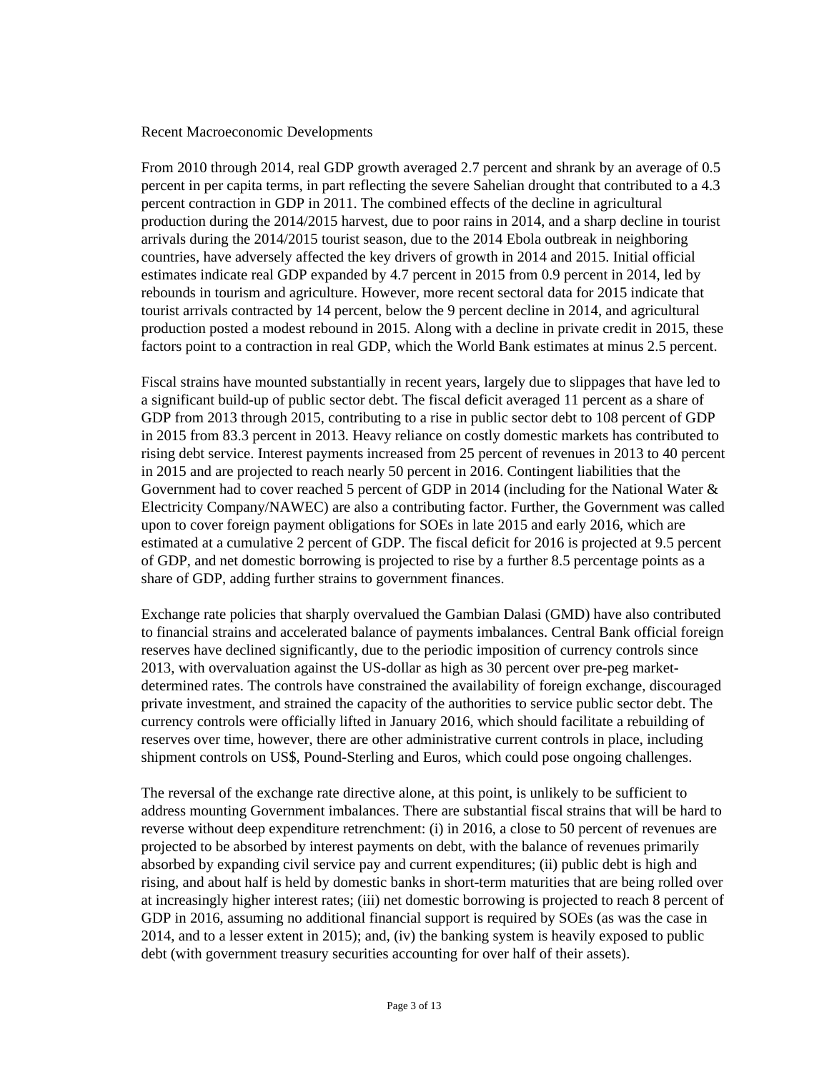## Recent Macroeconomic Developments

From 2010 through 2014, real GDP growth averaged 2.7 percent and shrank by an average of 0.5 percent in per capita terms, in part reflecting the severe Sahelian drought that contributed to a 4.3 percent contraction in GDP in 2011. The combined effects of the decline in agricultural production during the 2014/2015 harvest, due to poor rains in 2014, and a sharp decline in tourist arrivals during the 2014/2015 tourist season, due to the 2014 Ebola outbreak in neighboring countries, have adversely affected the key drivers of growth in 2014 and 2015. Initial official estimates indicate real GDP expanded by 4.7 percent in 2015 from 0.9 percent in 2014, led by rebounds in tourism and agriculture. However, more recent sectoral data for 2015 indicate that tourist arrivals contracted by 14 percent, below the 9 percent decline in 2014, and agricultural production posted a modest rebound in 2015. Along with a decline in private credit in 2015, these factors point to a contraction in real GDP, which the World Bank estimates at minus 2.5 percent.

Fiscal strains have mounted substantially in recent years, largely due to slippages that have led to a significant build-up of public sector debt. The fiscal deficit averaged 11 percent as a share of GDP from 2013 through 2015, contributing to a rise in public sector debt to 108 percent of GDP in 2015 from 83.3 percent in 2013. Heavy reliance on costly domestic markets has contributed to rising debt service. Interest payments increased from 25 percent of revenues in 2013 to 40 percent in 2015 and are projected to reach nearly 50 percent in 2016. Contingent liabilities that the Government had to cover reached 5 percent of GDP in 2014 (including for the National Water & Electricity Company/NAWEC) are also a contributing factor. Further, the Government was called upon to cover foreign payment obligations for SOEs in late 2015 and early 2016, which are estimated at a cumulative 2 percent of GDP. The fiscal deficit for 2016 is projected at 9.5 percent of GDP, and net domestic borrowing is projected to rise by a further 8.5 percentage points as a share of GDP, adding further strains to government finances.

Exchange rate policies that sharply overvalued the Gambian Dalasi (GMD) have also contributed to financial strains and accelerated balance of payments imbalances. Central Bank official foreign reserves have declined significantly, due to the periodic imposition of currency controls since 2013, with overvaluation against the US-dollar as high as 30 percent over pre-peg market-determined rates. The controls have constrained the availability of foreign exchange, discouraged private investment, and strained the capacity of the authorities to service public sector debt. The currency controls were officially lifted in January 2016, which should facilitate a rebuilding of reserves over time, however, there are other administrative current controls in place, including shipment controls on US$, Pound-Sterling and Euros, which could pose ongoing challenges.

The reversal of the exchange rate directive alone, at this point, is unlikely to be sufficient to address mounting Government imbalances. There are substantial fiscal strains that will be hard to reverse without deep expenditure retrenchment: (i) in 2016, a close to 50 percent of revenues are projected to be absorbed by interest payments on debt, with the balance of revenues primarily absorbed by expanding civil service pay and current expenditures; (ii) public debt is high and rising, and about half is held by domestic banks in short-term maturities that are being rolled over at increasingly higher interest rates; (iii) net domestic borrowing is projected to reach 8 percent of GDP in 2016, assuming no additional financial support is required by SOEs (as was the case in 2014, and to a lesser extent in 2015); and, (iv) the banking system is heavily exposed to public debt (with government treasury securities accounting for over half of their assets).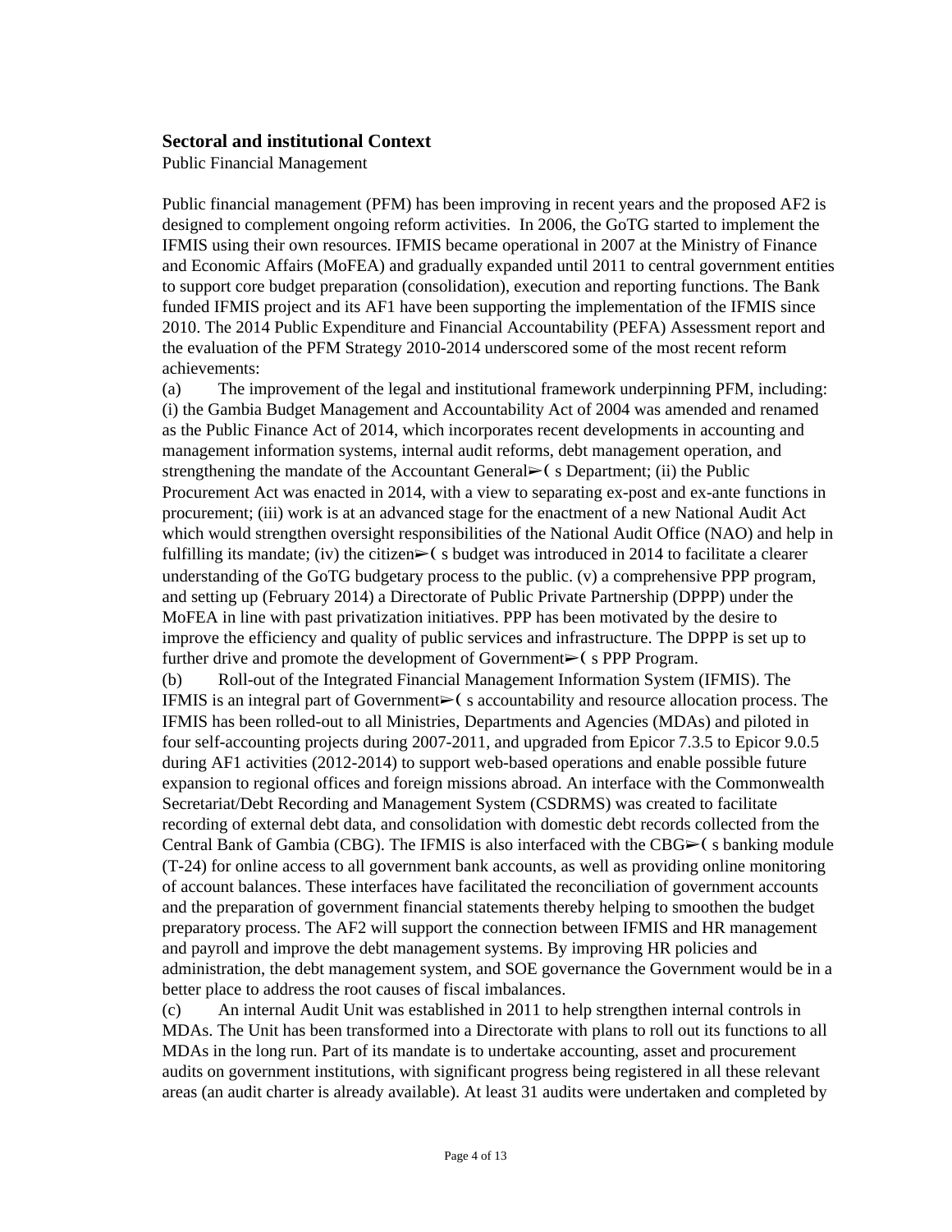**Sectoral and institutional Context**

Public Financial Management

Public financial management (PFM) has been improving in recent years and the proposed AF2 is designed to complement ongoing reform activities. In 2006, the GoTG started to implement the IFMIS using their own resources. IFMIS became operational in 2007 at the Ministry of Finance and Economic Affairs (MoFEA) and gradually expanded until 2011 to central government entities to support core budget preparation (consolidation), execution and reporting functions. The Bank funded IFMIS project and its AF1 have been supporting the implementation of the IFMIS since 2010. The 2014 Public Expenditure and Financial Accountability (PEFA) Assessment report and the evaluation of the PFM Strategy 2010-2014 underscored some of the most recent reform achievements:

(a) The improvement of the legal and institutional framework underpinning PFM, including: (i) the Gambia Budget Management and Accountability Act of 2004 was amended and renamed as the Public Finance Act of 2014, which incorporates recent developments in accounting and management information systems, internal audit reforms, debt management operation, and strengthening the mandate of the Accountant General➢( s Department; (ii) the Public Procurement Act was enacted in 2014, with a view to separating ex-post and ex-ante functions in procurement; (iii) work is at an advanced stage for the enactment of a new National Audit Act which would strengthen oversight responsibilities of the National Audit Office (NAO) and help in fulfilling its mandate; (iv) the citizen➢( s budget was introduced in 2014 to facilitate a clearer understanding of the GoTG budgetary process to the public. (v) a comprehensive PPP program, and setting up (February 2014) a Directorate of Public Private Partnership (DPPP) under the MoFEA in line with past privatization initiatives. PPP has been motivated by the desire to improve the efficiency and quality of public services and infrastructure. The DPPP is set up to further drive and promote the development of Government➢( s PPP Program.

(b) Roll-out of the Integrated Financial Management Information System (IFMIS). The IFMIS is an integral part of Government➢( s accountability and resource allocation process. The IFMIS has been rolled-out to all Ministries, Departments and Agencies (MDAs) and piloted in four self-accounting projects during 2007-2011, and upgraded from Epicor 7.3.5 to Epicor 9.0.5 during AF1 activities (2012-2014) to support web-based operations and enable possible future expansion to regional offices and foreign missions abroad. An interface with the Commonwealth Secretariat/Debt Recording and Management System (CSDRMS) was created to facilitate recording of external debt data, and consolidation with domestic debt records collected from the Central Bank of Gambia (CBG). The IFMIS is also interfaced with the CBG➢( s banking module (T-24) for online access to all government bank accounts, as well as providing online monitoring of account balances. These interfaces have facilitated the reconciliation of government accounts and the preparation of government financial statements thereby helping to smoothen the budget preparatory process. The AF2 will support the connection between IFMIS and HR management and payroll and improve the debt management systems. By improving HR policies and administration, the debt management system, and SOE governance the Government would be in a better place to address the root causes of fiscal imbalances.

(c) An internal Audit Unit was established in 2011 to help strengthen internal controls in MDAs. The Unit has been transformed into a Directorate with plans to roll out its functions to all MDAs in the long run. Part of its mandate is to undertake accounting, asset and procurement audits on government institutions, with significant progress being registered in all these relevant areas (an audit charter is already available). At least 31 audits were undertaken and completed by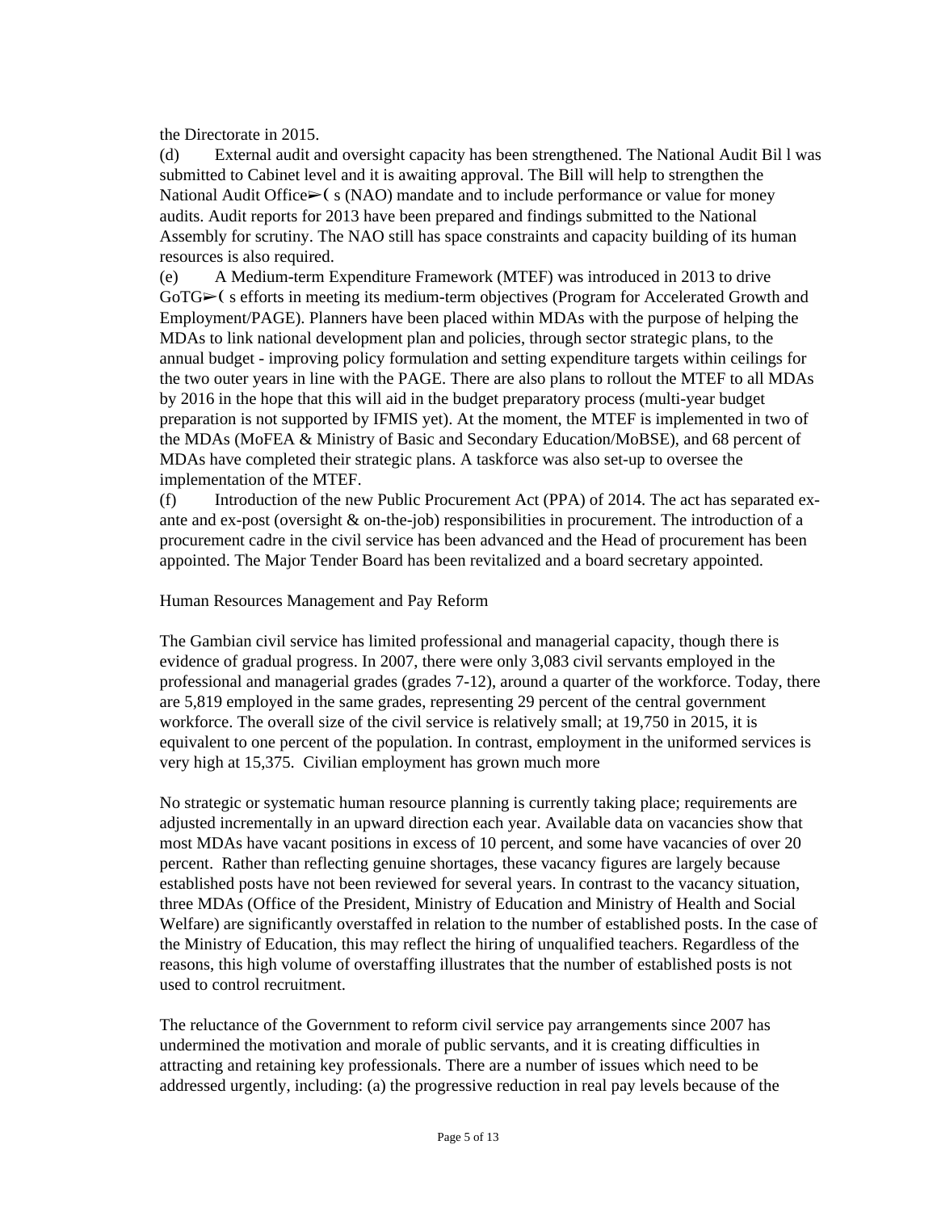the Directorate in 2015.

(d) External audit and oversight capacity has been strengthened. The National Audit Bil l was submitted to Cabinet level and it is awaiting approval. The Bill will help to strengthen the National Audit Office➢( s (NAO) mandate and to include performance or value for money audits. Audit reports for 2013 have been prepared and findings submitted to the National Assembly for scrutiny. The NAO still has space constraints and capacity building of its human resources is also required.

(e) A Medium-term Expenditure Framework (MTEF) was introduced in 2013 to drive GoTG➢( s efforts in meeting its medium-term objectives (Program for Accelerated Growth and Employment/PAGE). Planners have been placed within MDAs with the purpose of helping the MDAs to link national development plan and policies, through sector strategic plans, to the annual budget - improving policy formulation and setting expenditure targets within ceilings for the two outer years in line with the PAGE. There are also plans to rollout the MTEF to all MDAs by 2016 in the hope that this will aid in the budget preparatory process (multi-year budget preparation is not supported by IFMIS yet). At the moment, the MTEF is implemented in two of the MDAs (MoFEA & Ministry of Basic and Secondary Education/MoBSE), and 68 percent of MDAs have completed their strategic plans. A taskforce was also set-up to oversee the implementation of the MTEF.

(f) Introduction of the new Public Procurement Act (PPA) of 2014. The act has separated ex-ante and ex-post (oversight & on-the-job) responsibilities in procurement. The introduction of a procurement cadre in the civil service has been advanced and the Head of procurement has been appointed. The Major Tender Board has been revitalized and a board secretary appointed.

Human Resources Management and Pay Reform

The Gambian civil service has limited professional and managerial capacity, though there is evidence of gradual progress. In 2007, there were only 3,083 civil servants employed in the professional and managerial grades (grades 7-12), around a quarter of the workforce. Today, there are 5,819 employed in the same grades, representing 29 percent of the central government workforce. The overall size of the civil service is relatively small; at 19,750 in 2015, it is equivalent to one percent of the population. In contrast, employment in the uniformed services is very high at 15,375. Civilian employment has grown much more

No strategic or systematic human resource planning is currently taking place; requirements are adjusted incrementally in an upward direction each year. Available data on vacancies show that most MDAs have vacant positions in excess of 10 percent, and some have vacancies of over 20 percent. Rather than reflecting genuine shortages, these vacancy figures are largely because established posts have not been reviewed for several years. In contrast to the vacancy situation, three MDAs (Office of the President, Ministry of Education and Ministry of Health and Social Welfare) are significantly overstaffed in relation to the number of established posts. In the case of the Ministry of Education, this may reflect the hiring of unqualified teachers. Regardless of the reasons, this high volume of overstaffing illustrates that the number of established posts is not used to control recruitment.

The reluctance of the Government to reform civil service pay arrangements since 2007 has undermined the motivation and morale of public servants, and it is creating difficulties in attracting and retaining key professionals. There are a number of issues which need to be addressed urgently, including: (a) the progressive reduction in real pay levels because of the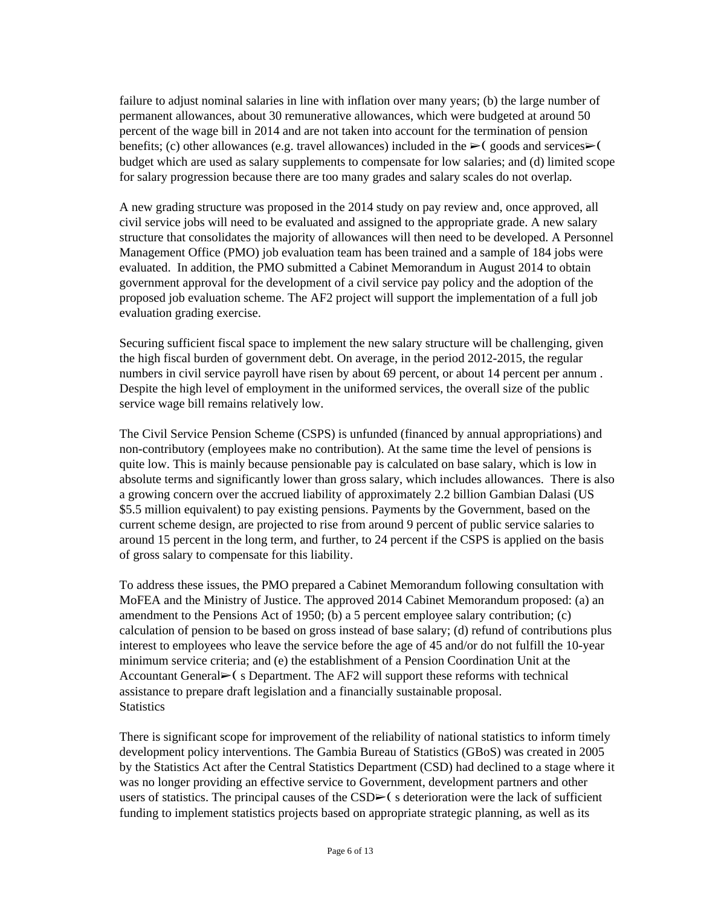failure to adjust nominal salaries in line with inflation over many years; (b) the large number of permanent allowances, about 30 remunerative allowances, which were budgeted at around 50 percent of the wage bill in 2014 and are not taken into account for the termination of pension benefits; (c) other allowances (e.g. travel allowances) included in the ➢( goods and services➢( budget which are used as salary supplements to compensate for low salaries; and (d) limited scope for salary progression because there are too many grades and salary scales do not overlap.

A new grading structure was proposed in the 2014 study on pay review and, once approved, all civil service jobs will need to be evaluated and assigned to the appropriate grade. A new salary structure that consolidates the majority of allowances will then need to be developed. A Personnel Management Office (PMO) job evaluation team has been trained and a sample of 184 jobs were evaluated. In addition, the PMO submitted a Cabinet Memorandum in August 2014 to obtain government approval for the development of a civil service pay policy and the adoption of the proposed job evaluation scheme. The AF2 project will support the implementation of a full job evaluation grading exercise.

Securing sufficient fiscal space to implement the new salary structure will be challenging, given the high fiscal burden of government debt. On average, in the period 2012-2015, the regular numbers in civil service payroll have risen by about 69 percent, or about 14 percent per annum . Despite the high level of employment in the uniformed services, the overall size of the public service wage bill remains relatively low.

The Civil Service Pension Scheme (CSPS) is unfunded (financed by annual appropriations) and non-contributory (employees make no contribution). At the same time the level of pensions is quite low. This is mainly because pensionable pay is calculated on base salary, which is low in absolute terms and significantly lower than gross salary, which includes allowances. There is also a growing concern over the accrued liability of approximately 2.2 billion Gambian Dalasi (US $5.5 million equivalent) to pay existing pensions. Payments by the Government, based on the current scheme design, are projected to rise from around 9 percent of public service salaries to around 15 percent in the long term, and further, to 24 percent if the CSPS is applied on the basis of gross salary to compensate for this liability.

To address these issues, the PMO prepared a Cabinet Memorandum following consultation with MoFEA and the Ministry of Justice. The approved 2014 Cabinet Memorandum proposed: (a) an amendment to the Pensions Act of 1950; (b) a 5 percent employee salary contribution; (c) calculation of pension to be based on gross instead of base salary; (d) refund of contributions plus interest to employees who leave the service before the age of 45 and/or do not fulfill the 10-year minimum service criteria; and (e) the establishment of a Pension Coordination Unit at the Accountant General➢( s Department. The AF2 will support these reforms with technical assistance to prepare draft legislation and a financially sustainable proposal.

Statistics

There is significant scope for improvement of the reliability of national statistics to inform timely development policy interventions. The Gambia Bureau of Statistics (GBoS) was created in 2005 by the Statistics Act after the Central Statistics Department (CSD) had declined to a stage where it was no longer providing an effective service to Government, development partners and other users of statistics. The principal causes of the CSD➢( s deterioration were the lack of sufficient funding to implement statistics projects based on appropriate strategic planning, as well as its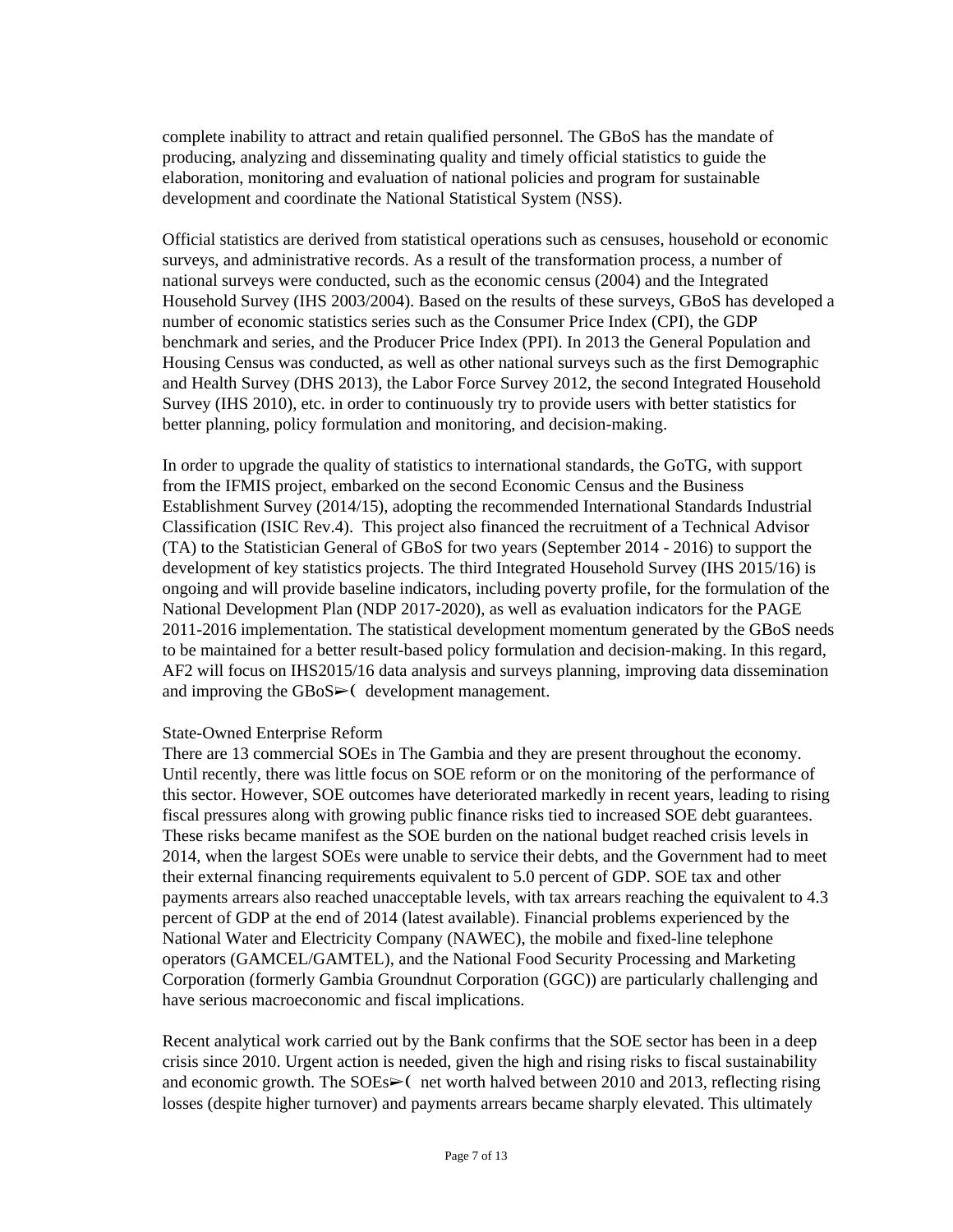complete inability to attract and retain qualified personnel. The GBoS has the mandate of producing, analyzing and disseminating quality and timely official statistics to guide the elaboration, monitoring and evaluation of national policies and program for sustainable development and coordinate the National Statistical System (NSS).

Official statistics are derived from statistical operations such as censuses, household or economic surveys, and administrative records. As a result of the transformation process, a number of national surveys were conducted, such as the economic census (2004) and the Integrated Household Survey (IHS 2003/2004). Based on the results of these surveys, GBoS has developed a number of economic statistics series such as the Consumer Price Index (CPI), the GDP benchmark and series, and the Producer Price Index (PPI). In 2013 the General Population and Housing Census was conducted, as well as other national surveys such as the first Demographic and Health Survey (DHS 2013), the Labor Force Survey 2012, the second Integrated Household Survey (IHS 2010), etc. in order to continuously try to provide users with better statistics for better planning, policy formulation and monitoring, and decision-making.

In order to upgrade the quality of statistics to international standards, the GoTG, with support from the IFMIS project, embarked on the second Economic Census and the Business Establishment Survey (2014/15), adopting the recommended International Standards Industrial Classification (ISIC Rev.4). This project also financed the recruitment of a Technical Advisor (TA) to the Statistician General of GBoS for two years (September 2014 - 2016) to support the development of key statistics projects. The third Integrated Household Survey (IHS 2015/16) is ongoing and will provide baseline indicators, including poverty profile, for the formulation of the National Development Plan (NDP 2017-2020), as well as evaluation indicators for the PAGE 2011-2016 implementation. The statistical development momentum generated by the GBoS needs to be maintained for a better result-based policy formulation and decision-making. In this regard, AF2 will focus on IHS2015/16 data analysis and surveys planning, improving data dissemination and improving the GBoS➢( development management.

State-Owned Enterprise Reform

There are 13 commercial SOEs in The Gambia and they are present throughout the economy. Until recently, there was little focus on SOE reform or on the monitoring of the performance of this sector. However, SOE outcomes have deteriorated markedly in recent years, leading to rising fiscal pressures along with growing public finance risks tied to increased SOE debt guarantees. These risks became manifest as the SOE burden on the national budget reached crisis levels in 2014, when the largest SOEs were unable to service their debts, and the Government had to meet their external financing requirements equivalent to 5.0 percent of GDP. SOE tax and other payments arrears also reached unacceptable levels, with tax arrears reaching the equivalent to 4.3 percent of GDP at the end of 2014 (latest available). Financial problems experienced by the National Water and Electricity Company (NAWEC), the mobile and fixed-line telephone operators (GAMCEL/GAMTEL), and the National Food Security Processing and Marketing Corporation (formerly Gambia Groundnut Corporation (GGC)) are particularly challenging and have serious macroeconomic and fiscal implications.

Recent analytical work carried out by the Bank confirms that the SOE sector has been in a deep crisis since 2010. Urgent action is needed, given the high and rising risks to fiscal sustainability and economic growth. The SOEs➢( net worth halved between 2010 and 2013, reflecting rising losses (despite higher turnover) and payments arrears became sharply elevated. This ultimately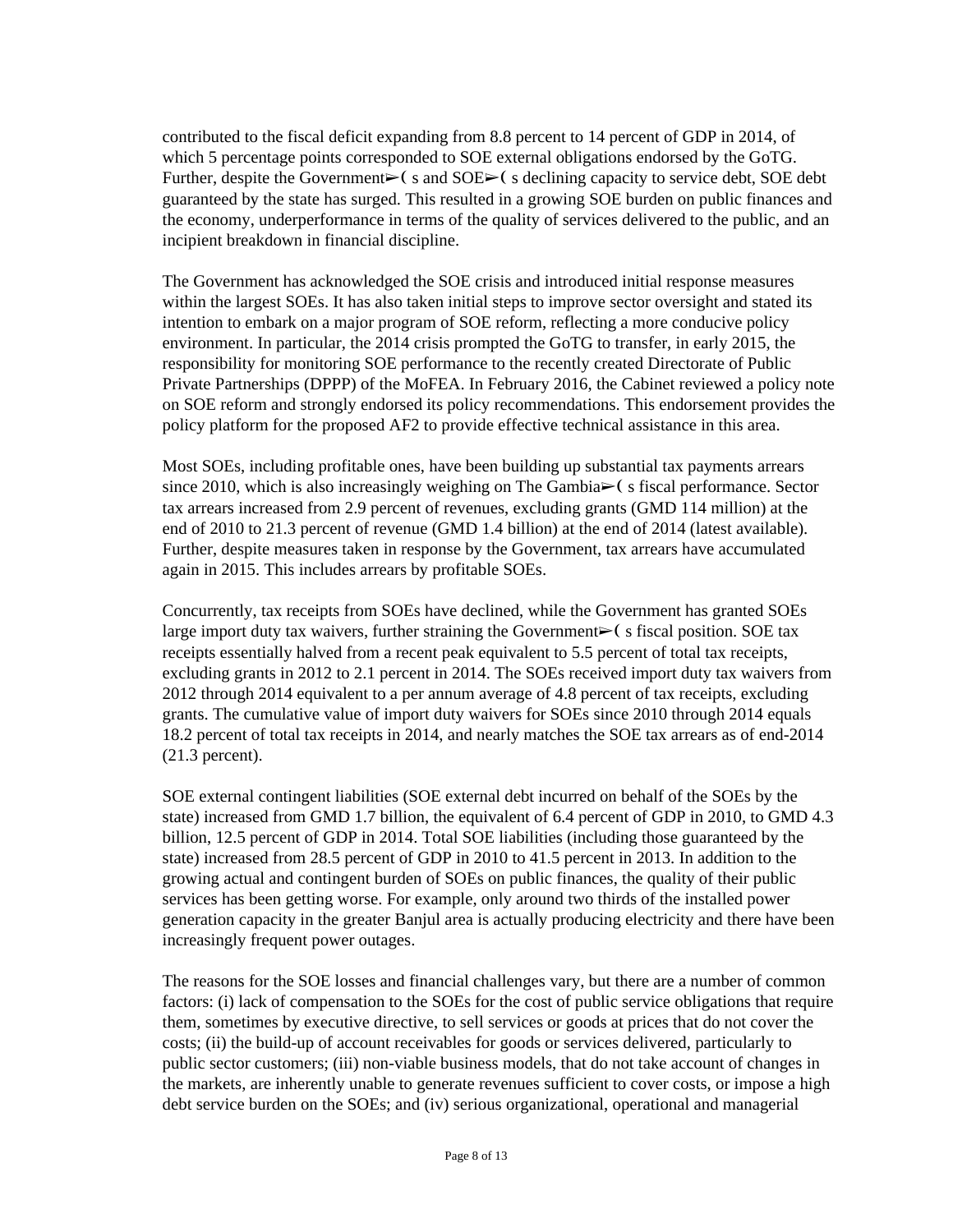contributed to the fiscal deficit expanding from 8.8 percent to 14 percent of GDP in 2014, of which 5 percentage points corresponded to SOE external obligations endorsed by the GoTG. Further, despite the Government➢( s and SOE➢( s declining capacity to service debt, SOE debt guaranteed by the state has surged. This resulted in a growing SOE burden on public finances and the economy, underperformance in terms of the quality of services delivered to the public, and an incipient breakdown in financial discipline.

The Government has acknowledged the SOE crisis and introduced initial response measures within the largest SOEs. It has also taken initial steps to improve sector oversight and stated its intention to embark on a major program of SOE reform, reflecting a more conducive policy environment. In particular, the 2014 crisis prompted the GoTG to transfer, in early 2015, the responsibility for monitoring SOE performance to the recently created Directorate of Public Private Partnerships (DPPP) of the MoFEA. In February 2016, the Cabinet reviewed a policy note on SOE reform and strongly endorsed its policy recommendations. This endorsement provides the policy platform for the proposed AF2 to provide effective technical assistance in this area.

Most SOEs, including profitable ones, have been building up substantial tax payments arrears since 2010, which is also increasingly weighing on The Gambia➢( s fiscal performance. Sector tax arrears increased from 2.9 percent of revenues, excluding grants (GMD 114 million) at the end of 2010 to 21.3 percent of revenue (GMD 1.4 billion) at the end of 2014 (latest available). Further, despite measures taken in response by the Government, tax arrears have accumulated again in 2015. This includes arrears by profitable SOEs.

Concurrently, tax receipts from SOEs have declined, while the Government has granted SOEs large import duty tax waivers, further straining the Government➢( s fiscal position. SOE tax receipts essentially halved from a recent peak equivalent to 5.5 percent of total tax receipts, excluding grants in 2012 to 2.1 percent in 2014. The SOEs received import duty tax waivers from 2012 through 2014 equivalent to a per annum average of 4.8 percent of tax receipts, excluding grants. The cumulative value of import duty waivers for SOEs since 2010 through 2014 equals 18.2 percent of total tax receipts in 2014, and nearly matches the SOE tax arrears as of end-2014 (21.3 percent).

SOE external contingent liabilities (SOE external debt incurred on behalf of the SOEs by the state) increased from GMD 1.7 billion, the equivalent of 6.4 percent of GDP in 2010, to GMD 4.3 billion, 12.5 percent of GDP in 2014. Total SOE liabilities (including those guaranteed by the state) increased from 28.5 percent of GDP in 2010 to 41.5 percent in 2013. In addition to the growing actual and contingent burden of SOEs on public finances, the quality of their public services has been getting worse. For example, only around two thirds of the installed power generation capacity in the greater Banjul area is actually producing electricity and there have been increasingly frequent power outages.

The reasons for the SOE losses and financial challenges vary, but there are a number of common factors: (i) lack of compensation to the SOEs for the cost of public service obligations that require them, sometimes by executive directive, to sell services or goods at prices that do not cover the costs; (ii) the build-up of account receivables for goods or services delivered, particularly to public sector customers; (iii) non-viable business models, that do not take account of changes in the markets, are inherently unable to generate revenues sufficient to cover costs, or impose a high debt service burden on the SOEs; and (iv) serious organizational, operational and managerial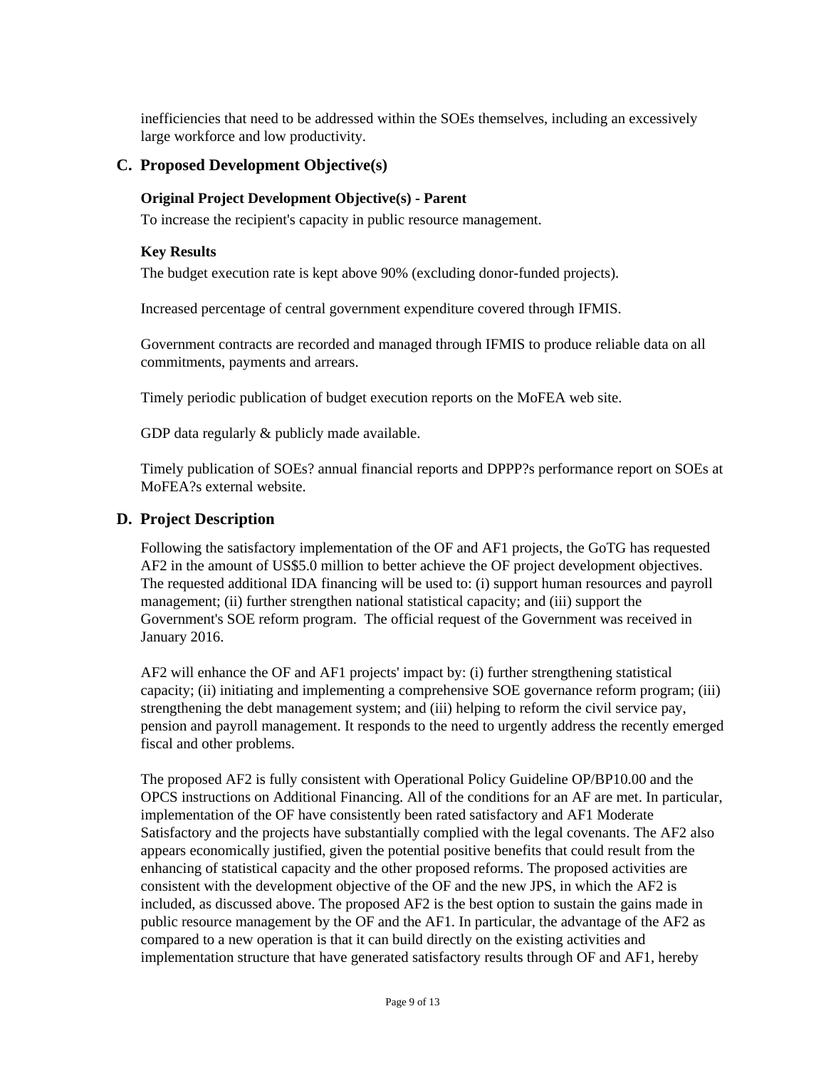inefficiencies that need to be addressed within the SOEs themselves, including an excessively large workforce and low productivity.

## C. Proposed Development Objective(s)

### Original Project Development Objective(s) - Parent

To increase the recipient's capacity in public resource management.

### Key Results

The budget execution rate is kept above 90% (excluding donor-funded projects).

Increased percentage of central government expenditure covered through IFMIS.

Government contracts are recorded and managed through IFMIS to produce reliable data on all commitments, payments and arrears.

Timely periodic publication of budget execution reports on the MoFEA web site.

GDP data regularly & publicly made available.

Timely publication of SOEs? annual financial reports and DPPP?s performance report on SOEs at MoFEA?s external website.

## D. Project Description

Following the satisfactory implementation of the OF and AF1 projects, the GoTG has requested AF2 in the amount of US$5.0 million to better achieve the OF project development objectives. The requested additional IDA financing will be used to: (i) support human resources and payroll management; (ii) further strengthen national statistical capacity; and (iii) support the Government's SOE reform program. The official request of the Government was received in January 2016.

AF2 will enhance the OF and AF1 projects' impact by: (i) further strengthening statistical capacity; (ii) initiating and implementing a comprehensive SOE governance reform program; (iii) strengthening the debt management system; and (iii) helping to reform the civil service pay, pension and payroll management. It responds to the need to urgently address the recently emerged fiscal and other problems.

The proposed AF2 is fully consistent with Operational Policy Guideline OP/BP10.00 and the OPCS instructions on Additional Financing. All of the conditions for an AF are met. In particular, implementation of the OF have consistently been rated satisfactory and AF1 Moderate Satisfactory and the projects have substantially complied with the legal covenants. The AF2 also appears economically justified, given the potential positive benefits that could result from the enhancing of statistical capacity and the other proposed reforms. The proposed activities are consistent with the development objective of the OF and the new JPS, in which the AF2 is included, as discussed above. The proposed AF2 is the best option to sustain the gains made in public resource management by the OF and the AF1. In particular, the advantage of the AF2 as compared to a new operation is that it can build directly on the existing activities and implementation structure that have generated satisfactory results through OF and AF1, hereby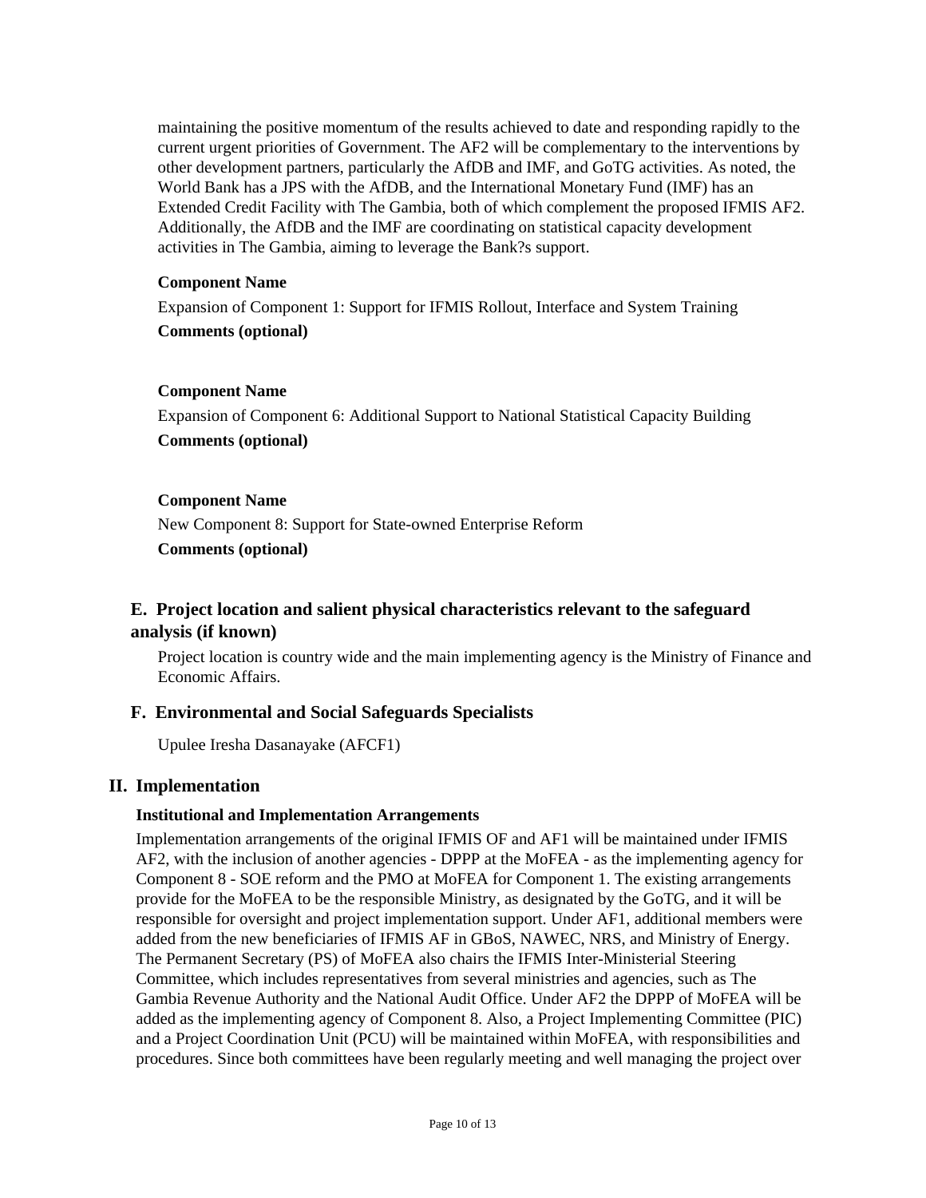maintaining the positive momentum of the results achieved to date and responding rapidly to the current urgent priorities of Government. The AF2 will be complementary to the interventions by other development partners, particularly the AfDB and IMF, and GoTG activities. As noted, the World Bank has a JPS with the AfDB, and the International Monetary Fund (IMF) has an Extended Credit Facility with The Gambia, both of which complement the proposed IFMIS AF2. Additionally, the AfDB and the IMF are coordinating on statistical capacity development activities in The Gambia, aiming to leverage the Bank?s support.

**Component Name**

Expansion of Component 1: Support for IFMIS Rollout, Interface and System Training

**Comments (optional)**

**Component Name**

Expansion of Component 6: Additional Support to National Statistical Capacity Building

**Comments (optional)**

**Component Name**

New Component 8: Support for State-owned Enterprise Reform

**Comments (optional)**

### E. Project location and salient physical characteristics relevant to the safeguard analysis (if known)

Project location is country wide and the main implementing agency is the Ministry of Finance and Economic Affairs.

### F. Environmental and Social Safeguards Specialists

Upulee Iresha Dasanayake (AFCF1)

## II. Implementation

**Institutional and Implementation Arrangements**

Implementation arrangements of the original IFMIS OF and AF1 will be maintained under IFMIS AF2, with the inclusion of another agencies - DPPP at the MoFEA - as the implementing agency for Component 8 - SOE reform and the PMO at MoFEA for Component 1. The existing arrangements provide for the MoFEA to be the responsible Ministry, as designated by the GoTG, and it will be responsible for oversight and project implementation support. Under AF1, additional members were added from the new beneficiaries of IFMIS AF in GBoS, NAWEC, NRS, and Ministry of Energy. The Permanent Secretary (PS) of MoFEA also chairs the IFMIS Inter-Ministerial Steering Committee, which includes representatives from several ministries and agencies, such as The Gambia Revenue Authority and the National Audit Office. Under AF2 the DPPP of MoFEA will be added as the implementing agency of Component 8. Also, a Project Implementing Committee (PIC) and a Project Coordination Unit (PCU) will be maintained within MoFEA, with responsibilities and procedures. Since both committees have been regularly meeting and well managing the project over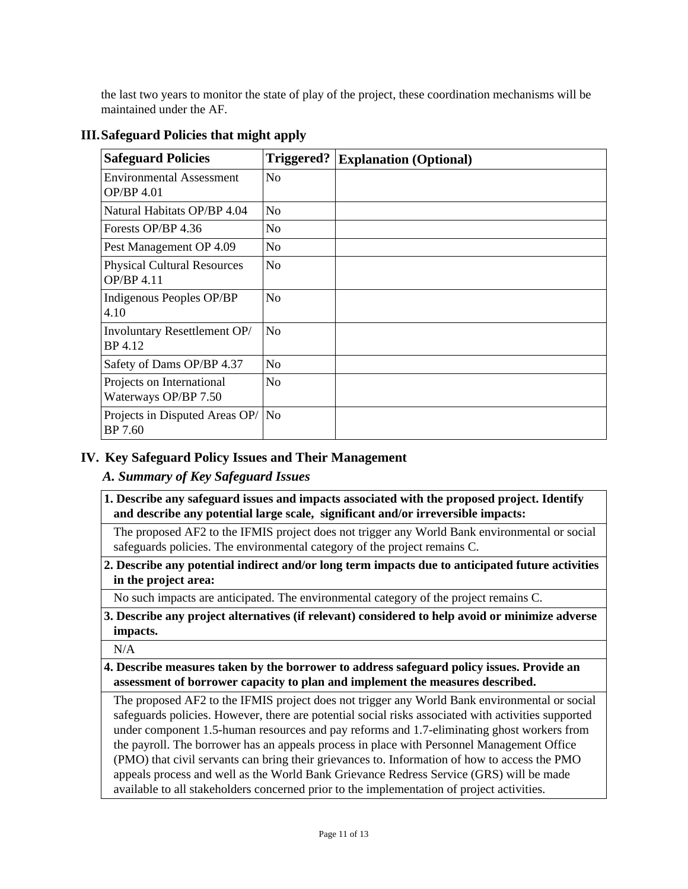the last two years to monitor the state of play of the project, these coordination mechanisms will be maintained under the AF.

## III. Safeguard Policies that might apply

| Safeguard Policies | Triggered? | Explanation (Optional) |
|---|---|---|
| Environmental Assessment OP/BP 4.01 | No | |
| Natural Habitats OP/BP 4.04 | No | |
| Forests OP/BP 4.36 | No | |
| Pest Management OP 4.09 | No | |
| Physical Cultural Resources OP/BP 4.11 | No | |
| Indigenous Peoples OP/BP 4.10 | No | |
| Involuntary Resettlement OP/ BP 4.12 | No | |
| Safety of Dams OP/BP 4.37 | No | |
| Projects on International Waterways OP/BP 7.50 | No | |
| Projects in Disputed Areas OP/ BP 7.60 | No | |

## IV. Key Safeguard Policy Issues and Their Management

### *A. Summary of Key Safeguard Issues*

**1. Describe any safeguard issues and impacts associated with the proposed project. Identify and describe any potential large scale, significant and/or irreversible impacts:**

The proposed AF2 to the IFMIS project does not trigger any World Bank environmental or social safeguards policies. The environmental category of the project remains C.

**2. Describe any potential indirect and/or long term impacts due to anticipated future activities in the project area:**

No such impacts are anticipated. The environmental category of the project remains C.

**3. Describe any project alternatives (if relevant) considered to help avoid or minimize adverse impacts.**

N/A

**4. Describe measures taken by the borrower to address safeguard policy issues. Provide an assessment of borrower capacity to plan and implement the measures described.**

The proposed AF2 to the IFMIS project does not trigger any World Bank environmental or social safeguards policies. However, there are potential social risks associated with activities supported under component 1.5-human resources and pay reforms and 1.7-eliminating ghost workers from the payroll. The borrower has an appeals process in place with Personnel Management Office (PMO) that civil servants can bring their grievances to. Information of how to access the PMO appeals process and well as the World Bank Grievance Redress Service (GRS) will be made available to all stakeholders concerned prior to the implementation of project activities.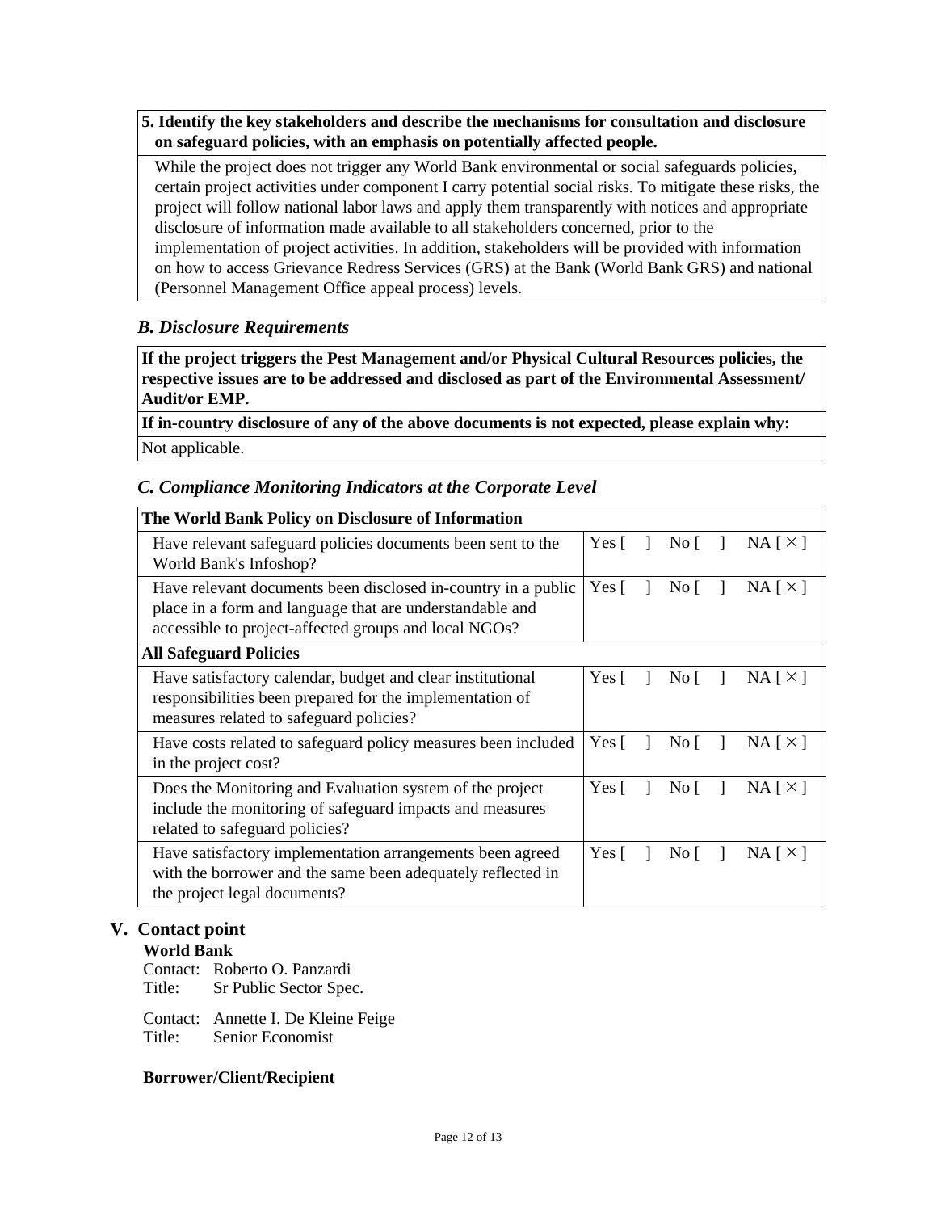| **5. Identify the key stakeholders and describe the mechanisms for consultation and disclosure on safeguard policies, with an emphasis on potentially affected people.** |
| --- |
| While the project does not trigger any World Bank environmental or social safeguards policies, certain project activities under component I carry potential social risks. To mitigate these risks, the project will follow national labor laws and apply them transparently with notices and appropriate disclosure of information made available to all stakeholders concerned, prior to the implementation of project activities. In addition, stakeholders will be provided with information on how to access Grievance Redress Services (GRS) at the Bank (World Bank GRS) and national (Personnel Management Office appeal process) levels. |

### *B. Disclosure Requirements*

| **If the project triggers the Pest Management and/or Physical Cultural Resources policies, the respective issues are to be addressed and disclosed as part of the Environmental Assessment/ Audit/or EMP.** |
| --- |
| **If in-country disclosure of any of the above documents is not expected, please explain why:** |
| Not applicable. |

### *C. Compliance Monitoring Indicators at the Corporate Level*

| **The World Bank Policy on Disclosure of Information** | |
| --- | --- |
| Have relevant safeguard policies documents been sent to the World Bank's Infoshop? | Yes [ ] No [ ] NA [ × ] |
| Have relevant documents been disclosed in-country in a public place in a form and language that are understandable and accessible to project-affected groups and local NGOs? | Yes [ ] No [ ] NA [ × ] |
| **All Safeguard Policies** | |
| Have satisfactory calendar, budget and clear institutional responsibilities been prepared for the implementation of measures related to safeguard policies? | Yes [ ] No [ ] NA [ × ] |
| Have costs related to safeguard policy measures been included in the project cost? | Yes [ ] No [ ] NA [ × ] |
| Does the Monitoring and Evaluation system of the project include the monitoring of safeguard impacts and measures related to safeguard policies? | Yes [ ] No [ ] NA [ × ] |
| Have satisfactory implementation arrangements been agreed with the borrower and the same been adequately reflected in the project legal documents? | Yes [ ] No [ ] NA [ × ] |

## V. Contact point

**World Bank**

Contact: Roberto O. Panzardi
Title: Sr Public Sector Spec.

Contact: Annette I. De Kleine Feige
Title: Senior Economist

**Borrower/Client/Recipient**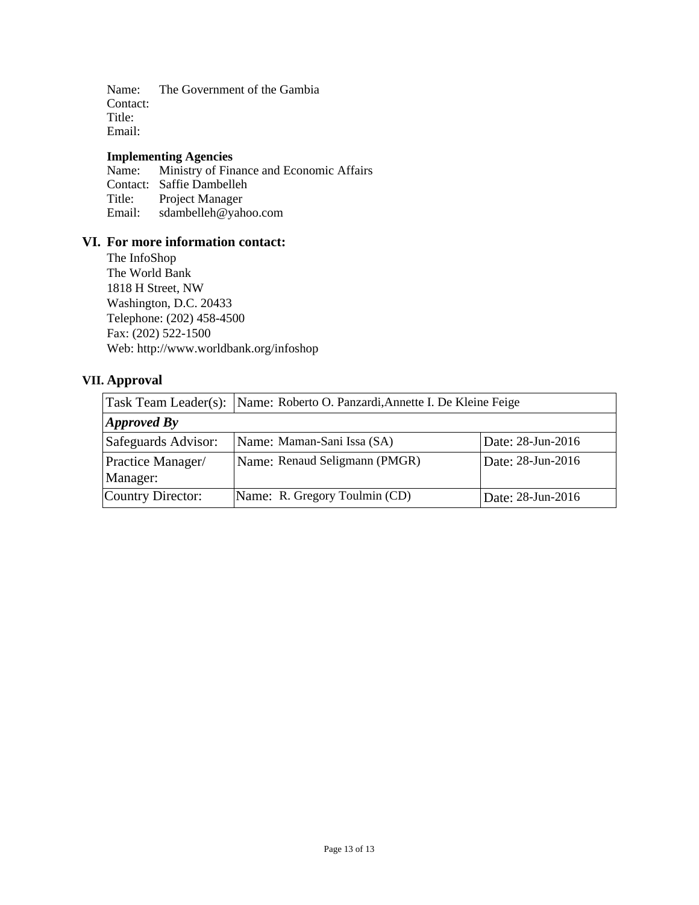Name: The Government of the Gambia
Contact:
Title:
Email:

**Implementing Agencies**
Name: Ministry of Finance and Economic Affairs
Contact: Saffie Dambelleh
Title: Project Manager
Email: sdambelleh@yahoo.com

## VI. For more information contact:

The InfoShop
The World Bank
1818 H Street, NW
Washington, D.C. 20433
Telephone: (202) 458-4500
Fax: (202) 522-1500
Web: http://www.worldbank.org/infoshop

## VII. Approval

| | | |
|---|---|---|
| Task Team Leader(s): | Name: Roberto O. Panzardi,Annette I. De Kleine Feige | |
| ***Approved By*** | | |
| Safeguards Advisor: | Name: Maman-Sani Issa (SA) | Date: 28-Jun-2016 |
| Practice Manager/ Manager: | Name: Renaud Seligmann (PMGR) | Date: 28-Jun-2016 |
| Country Director: | Name: R. Gregory Toulmin (CD) | Date: 28-Jun-2016 |